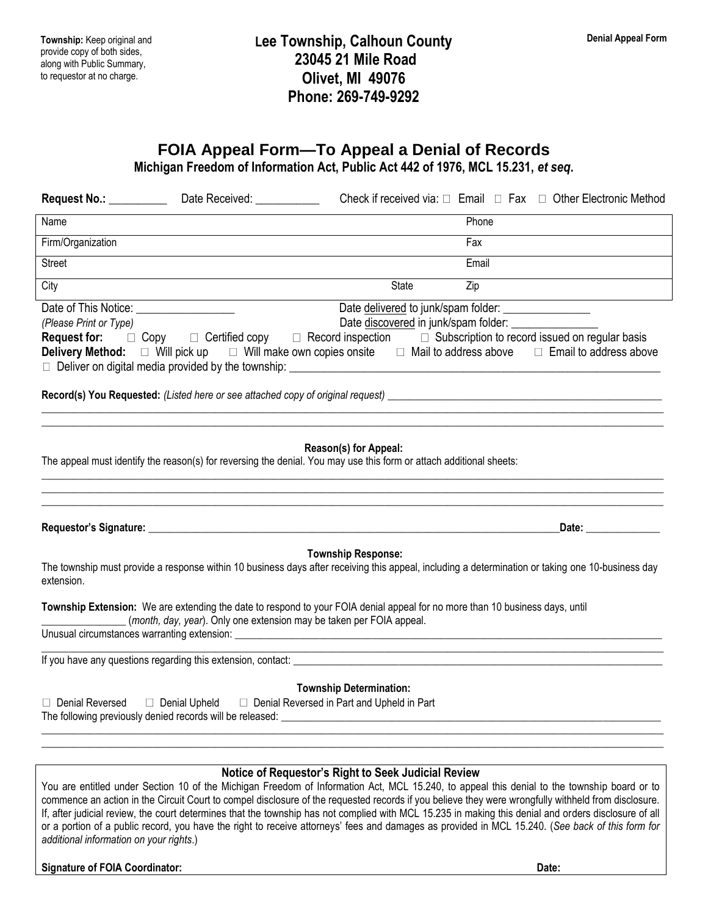**Township:** Keep original and provide copy of both sides, along with Public Summary, to requestor at no charge.

**Denial Appeal Form**

# Lee Township, Calhoun County
**23045 21 Mile Road**
**Olivet, MI 49076**
**Phone: 269-749-9292**

## FOIA Appeal Form—To Appeal a Denial of Records

**Michigan Freedom of Information Act, Public Act 442 of 1976, MCL 15.231, *et seq.***

**Request No.:** __________ Date Received: ___________ Check if received via: ☐ Email ☐ Fax ☐ Other Electronic Method

| Name | | Phone |
|---|---|---|
| Firm/Organization | | Fax |
| Street | | Email |
| City | State | Zip |

Date of This Notice: _________________ Date delivered to junk/spam folder: _______________

*(Please Print or Type)* Date discovered in junk/spam folder: _______________

**Request for:** ☐ Copy ☐ Certified copy ☐ Record inspection ☐ Subscription to record issued on regular basis

**Delivery Method:** ☐ Will pick up ☐ Will make own copies onsite ☐ Mail to address above ☐ Email to address above

☐ Deliver on digital media provided by the township: ________________________________________________

**Record(s) You Requested:** *(Listed here or see attached copy of original request)* ________________________________________________

________________________________________________________________________________________________

________________________________________________________________________________________________

**Reason(s) for Appeal:**

The appeal must identify the reason(s) for reversing the denial. You may use this form or attach additional sheets:

________________________________________________________________________________________________

________________________________________________________________________________________________

________________________________________________________________________________________________

**Requestor's Signature:** ________________________________________________ **Date:** ______________

**Township Response:**

The township must provide a response within 10 business days after receiving this appeal, including a determination or taking one 10-business day extension.

**Township Extension:** We are extending the date to respond to your FOIA denial appeal for no more than 10 business days, until _______________ (*month, day, year*). Only one extension may be taken per FOIA appeal.

Unusual circumstances warranting extension: ________________________________________________

________________________________________________________________________________________________

If you have any questions regarding this extension, contact: ________________________________________________

**Township Determination:**

☐ Denial Reversed ☐ Denial Upheld ☐ Denial Reversed in Part and Upheld in Part

The following previously denied records will be released: ________________________________________________

________________________________________________________________________________________________

________________________________________________________________________________________________

**Notice of Requestor's Right to Seek Judicial Review**

You are entitled under Section 10 of the Michigan Freedom of Information Act, MCL 15.240, to appeal this denial to the township board or to commence an action in the Circuit Court to compel disclosure of the requested records if you believe they were wrongfully withheld from disclosure. If, after judicial review, the court determines that the township has not complied with MCL 15.235 in making this denial and orders disclosure of all or a portion of a public record, you have the right to receive attorneys' fees and damages as provided in MCL 15.240. (*See back of this form for additional information on your rights*.)

**Signature of FOIA Coordinator:** **Date:**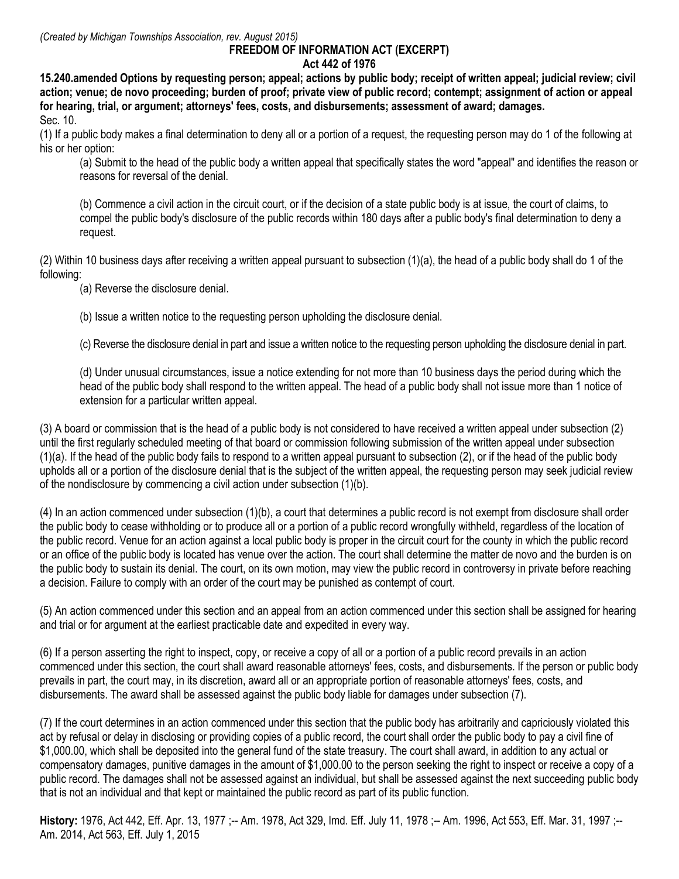*(Created by Michigan Townships Association, rev. August 2015)*

**FREEDOM OF INFORMATION ACT (EXCERPT)**
**Act 442 of 1976**

**15.240.amended Options by requesting person; appeal; actions by public body; receipt of written appeal; judicial review; civil action; venue; de novo proceeding; burden of proof; private view of public record; contempt; assignment of action or appeal for hearing, trial, or argument; attorneys' fees, costs, and disbursements; assessment of award; damages.**

Sec. 10.

(1) If a public body makes a final determination to deny all or a portion of a request, the requesting person may do 1 of the following at his or her option:

(a) Submit to the head of the public body a written appeal that specifically states the word "appeal" and identifies the reason or reasons for reversal of the denial.

(b) Commence a civil action in the circuit court, or if the decision of a state public body is at issue, the court of claims, to compel the public body's disclosure of the public records within 180 days after a public body's final determination to deny a request.

(2) Within 10 business days after receiving a written appeal pursuant to subsection (1)(a), the head of a public body shall do 1 of the following:

(a) Reverse the disclosure denial.

(b) Issue a written notice to the requesting person upholding the disclosure denial.

(c) Reverse the disclosure denial in part and issue a written notice to the requesting person upholding the disclosure denial in part.

(d) Under unusual circumstances, issue a notice extending for not more than 10 business days the period during which the head of the public body shall respond to the written appeal. The head of a public body shall not issue more than 1 notice of extension for a particular written appeal.

(3) A board or commission that is the head of a public body is not considered to have received a written appeal under subsection (2) until the first regularly scheduled meeting of that board or commission following submission of the written appeal under subsection (1)(a). If the head of the public body fails to respond to a written appeal pursuant to subsection (2), or if the head of the public body upholds all or a portion of the disclosure denial that is the subject of the written appeal, the requesting person may seek judicial review of the nondisclosure by commencing a civil action under subsection (1)(b).

(4) In an action commenced under subsection (1)(b), a court that determines a public record is not exempt from disclosure shall order the public body to cease withholding or to produce all or a portion of a public record wrongfully withheld, regardless of the location of the public record. Venue for an action against a local public body is proper in the circuit court for the county in which the public record or an office of the public body is located has venue over the action. The court shall determine the matter de novo and the burden is on the public body to sustain its denial. The court, on its own motion, may view the public record in controversy in private before reaching a decision. Failure to comply with an order of the court may be punished as contempt of court.

(5) An action commenced under this section and an appeal from an action commenced under this section shall be assigned for hearing and trial or for argument at the earliest practicable date and expedited in every way.

(6) If a person asserting the right to inspect, copy, or receive a copy of all or a portion of a public record prevails in an action commenced under this section, the court shall award reasonable attorneys' fees, costs, and disbursements. If the person or public body prevails in part, the court may, in its discretion, award all or an appropriate portion of reasonable attorneys' fees, costs, and disbursements. The award shall be assessed against the public body liable for damages under subsection (7).

(7) If the court determines in an action commenced under this section that the public body has arbitrarily and capriciously violated this act by refusal or delay in disclosing or providing copies of a public record, the court shall order the public body to pay a civil fine of $1,000.00, which shall be deposited into the general fund of the state treasury. The court shall award, in addition to any actual or compensatory damages, punitive damages in the amount of $1,000.00 to the person seeking the right to inspect or receive a copy of a public record. The damages shall not be assessed against an individual, but shall be assessed against the next succeeding public body that is not an individual and that kept or maintained the public record as part of its public function.

**History:** 1976, Act 442, Eff. Apr. 13, 1977 ;-- Am. 1978, Act 329, Imd. Eff. July 11, 1978 ;-- Am. 1996, Act 553, Eff. Mar. 31, 1997 ;-- Am. 2014, Act 563, Eff. July 1, 2015